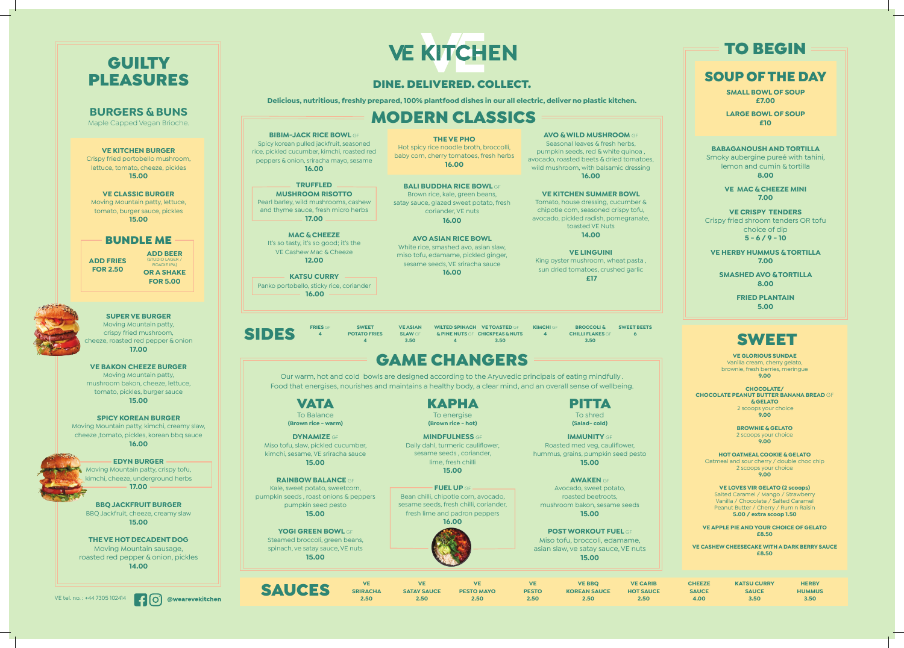# VE KITCHEN

## DINE. DELIVERED. COLLECT.

**Delicious, nutritious, freshly prepared, 100% plantfood dishes in our all electric, deliver no plastic kitchen.**

## GUILTY PLEASURES

### BURGERS & BUNS

Maple Capped Vegan Brioche.

**VE KITCHEN BURGER**
Crispy fried portobello mushroom, lettuce, tomato, cheeze, pickles
**15.00**

**VE CLASSIC BURGER**
Moving Mountain patty, lettuce, tomato, burger sauce, pickles
**15.00**

### BUNDLE ME

**ADD FRIES FOR 2.50**

**ADD BEER** (STUDIO LAGER / ROADIE IPA) **OR A SHAKE FOR 5.00**

**SUPER VE BURGER**
Moving Mountain patty, crispy fried mushroom, cheeze, roasted red pepper & onion
**17.00**

**VE BAKON CHEEZE BURGER**
Moving Mountain patty, mushroom bakon, cheeze, lettuce, tomato, pickles, burger sauce
**15.00**

**SPICY KOREAN BURGER**
Moving Mountain patty, kimchi, creamy slaw, cheeze ,tomato, pickles, korean bbq sauce
**16.00**

**EDYN BURGER**
Moving Mountain patty, crispy tofu, kimchi, cheeze, underground herbs
**17.00**

**BBQ JACKFRUIT BURGER**
BBQ Jackfruit, cheeze, creamy slaw
**15.00**

**THE VE HOT DECADENT DOG**
Moving Mountain sausage, roasted red pepper & onion, pickles
**14.00**

VE tel. no. : +44 7305 102414 @wearevekitchen

## MODERN CLASSICS

**BIBIM-JACK RICE BOWL** GF
Spicy korean pulled jackfruit, seasoned rice, pickled cucumber, kimchi, roasted red peppers & onion, sriracha mayo, sesame
**16.00**

**TRUFFLED MUSHROOM RISOTTO**
Pearl barley, wild mushrooms, cashew and thyme sauce, fresh micro herbs
**17.00**

**MAC & CHEEZE**
It's so tasty, it's so good; it's the VE Cashew Mac & Cheeze
**12.00**

**KATSU CURRY**
Panko portobello, sticky rice, coriander
**16.00**

**THE VE PHO**
Hot spicy rice noodle broth, broccolli, baby corn, cherry tomatoes, fresh herbs
**16.00**

**BALI BUDDHA RICE BOWL** GF
Brown rice, kale, green beans, satay sauce, glazed sweet potato, fresh coriander, VE nuts
**16.00**

**AVO ASIAN RICE BOWL**
White rice, smashed avo, asian slaw, miso tofu, edamame, pickled ginger, sesame seeds, VE sriracha sauce
**16.00**

**AVO & WILD MUSHROOM** GF
Seasonal leaves & fresh herbs, pumpkin seeds, red & white quinoa , avocado, roasted beets & dried tomatoes, wild mushroom, with balsamic dressing
**16.00**

**VE KITCHEN SUMMER BOWL**
Tomato, house dressing, cucumber & chipotle corn, seasoned crispy tofu, avocado, pickled radish, pomegranate, toasted VE Nuts
**14.00**

**VE LINGUINI**
King oyster mushroom, wheat pasta , sun dried tomatoes, crushed garlic
**£17**

## SIDES

| FRIES GF | SWEET POTATO FRIES | VE ASIAN SLAW GF | WILTED SPINACH & PINE NUTS GF | VE TOASTED GF CHICKPEAS & NUTS | KIMCHI GF | BROCCOLI & CHILLI FLAKES GF | SWEET BEETS |
|---|---|---|---|---|---|---|---|
| 4 | 4 | 3.50 | 4 | 3.50 | 4 | 3.50 | 6 |

## GAME CHANGERS

Our warm, hot and cold bowls are designed according to the Aryuvedic principals of eating mindfully . Food that energises, nourishes and maintains a healthy body, a clear mind, and an overall sense of wellbeing.

### VATA

To Balance
**(Brown rice - warm)**

**DYNAMIZE** GF
Miso tofu, slaw, pickled cucumber, kimchi, sesame, VE sriracha sauce
**15.00**

**RAINBOW BALANCE** GF
Kale, sweet potato, sweetcorn, pumpkin seeds , roast onions & peppers pumpkin seed pesto
**15.00**

**YOGI GREEN BOWL** GF
Steamed broccoli, green beans, spinach, ve satay sauce, VE nuts
**15.00**

### KAPHA

To energise
**(Brown rice - hot)**

**MINDFULNESS** GF
Daily dahl, turmeric cauliflower, sesame seeds , coriander, lime, fresh chilli
**15.00**

**FUEL UP** GF
Bean chilli, chipotle corn, avocado, sesame seeds, fresh chilli, coriander, fresh lime and padron peppers
**16.00**

### PITTA

To shred
**(Salad- cold)**

**IMMUNITY** GF
Roasted med veg, cauliflower, hummus, grains, pumpkin seed pesto
**15.00**

**AWAKEN** GF
Avocado, sweet potato, roasted beetroots, mushroom bakon, sesame seeds
**15.00**

**POST WORKOUT FUEL** GF
Miso tofu, broccoli, edamame, asian slaw, ve satay sauce, VE nuts
**15.00**

## SAUCES

| VE SRIRACHA | VE SATAY SAUCE | VE PESTO MAYO | VE PESTO | VE BBQ KOREAN SAUCE | VE CARIB HOT SAUCE | CHEEZE SAUCE | KATSU CURRY SAUCE | HERBY HUMMUS |
|---|---|---|---|---|---|---|---|---|
| 2.50 | 2.50 | 2.50 | 2.50 | 2.50 | 2.50 | 4.00 | 3.50 | 3.50 |

## TO BEGIN

### SOUP OF THE DAY

**SMALL BOWL OF SOUP**
**£7.00**

**LARGE BOWL OF SOUP**
**£10**

**BABAGANOUSH AND TORTILLA**
Smoky aubergine pureé with tahini, lemon and cumin & tortilla
**8.00**

**VE MAC & CHEEZE MINI**
**7.00**

**VE CRISPY TENDERS**
Crispy fried shroom tenders OR tofu choice of dip
**5 - 6 / 9 - 10**

**VE HERBY HUMMUS & TORTILLA**
**7.00**

**SMASHED AVO & TORTILLA**
**8.00**

**FRIED PLANTAIN**
**5.00**

## SWEET

**VE GLORIOUS SUNDAE**
Vanilla cream, cherry gelato, brownie, fresh berries, meringue
**9.00**

**CHOCOLATE/ CHOCOLATE PEANUT BUTTER BANANA BREAD** GF **& GELATO**
2 scoops your choice
**9.00**

**BROWNIE & GELATO**
2 scoops your choice
**9.00**

**HOT OATMEAL COOKIE & GELATO**
Oatmeal and sour cherry / double choc chip
2 scoops your choice
**9.00**

**VE LOVES VIR GELATO (2 scoops)**
Salted Caramel / Mango / Strawberry
Vanilla / Chocolate / Salted Caramel
Peanut Butter / Cherry / Rum n Raisin
**5.00 / extra scoop 1.50**

**VE APPLE PIE AND YOUR CHOICE OF GELATO**
**£8.50**

**VE CASHEW CHEESECAKE WITH A DARK BERRY SAUCE**
**£8.50**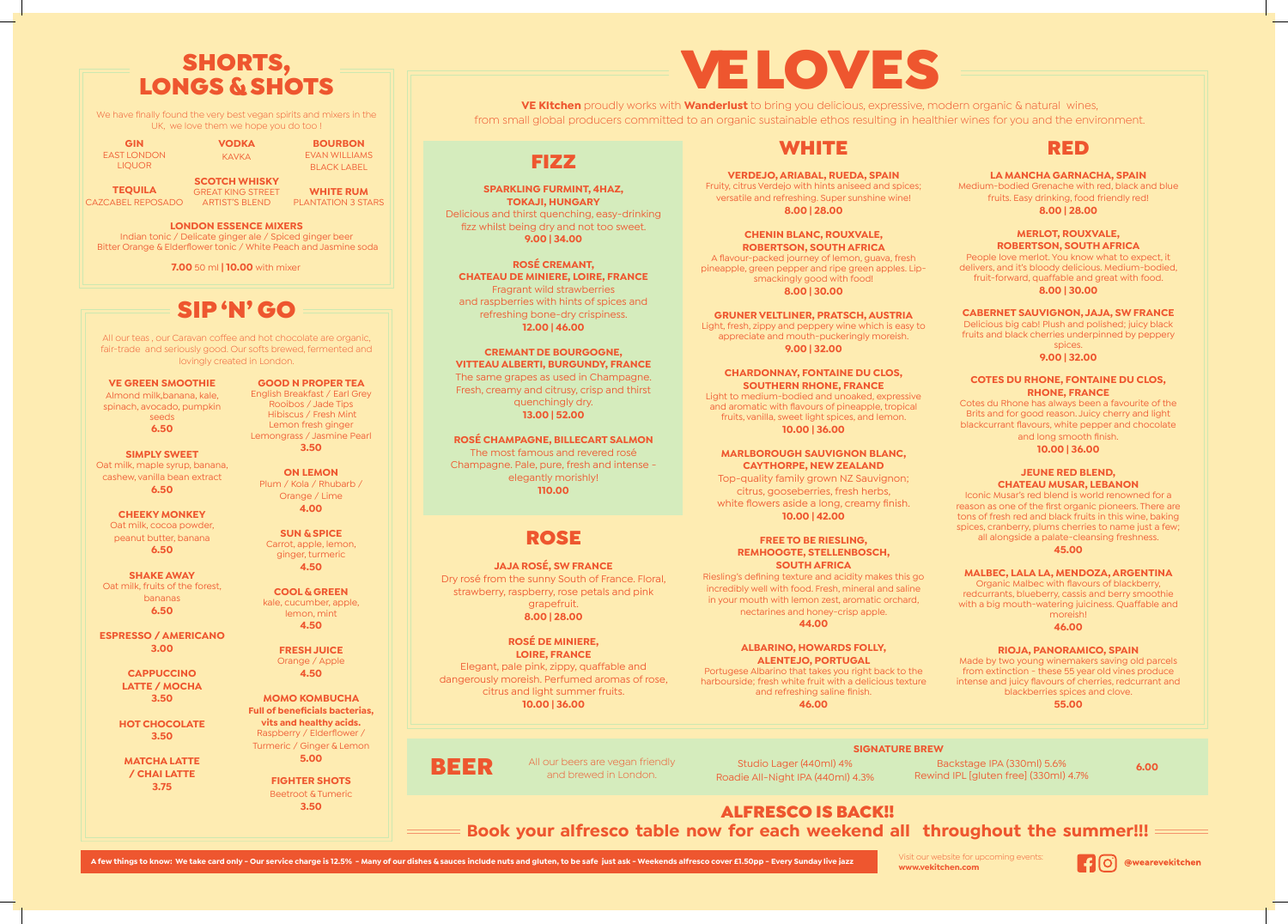# SHORTS, LONGS & SHOTS

We have finally found the very best vegan spirits and mixers in the UK, we love them we hope you do too !

**GIN**
EAST LONDON LIQUOR

**VODKA**
KAVKA

**BOURBON**
EVAN WILLIAMS BLACK LABEL

**TEQUILA**
CAZCABEL REPOSADO

**SCOTCH WHISKY**
GREAT KING STREET ARTIST'S BLEND

**WHITE RUM**
PLANTATION 3 STARS

**LONDON ESSENCE MIXERS**
Indian tonic / Delicate ginger ale / Spiced ginger beer
Bitter Orange & Elderflower tonic / White Peach and Jasmine soda

**7.00** 50 ml **| 10.00** with mixer

# SIP 'N' GO

All our teas , our Caravan coffee and hot chocolate are organic, fair-trade and seriously good. Our softs brewed, fermented and lovingly created in London.

**VE GREEN SMOOTHIE**
Almond milk,banana, kale, spinach, avocado, pumpkin seeds
**6.50**

**SIMPLY SWEET**
Oat milk, maple syrup, banana, cashew, vanilla bean extract
**6.50**

**CHEEKY MONKEY**
Oat milk, cocoa powder, peanut butter, banana
**6.50**

**SHAKE AWAY**
Oat milk, fruits of the forest, bananas
**6.50**

**ESPRESSO / AMERICANO**
**3.00**

**CAPPUCCINO LATTE / MOCHA**
**3.50**

**HOT CHOCOLATE**
**3.50**

**MATCHA LATTE / CHAI LATTE**
**3.75**

**GOOD N PROPER TEA**
English Breakfast / Earl Grey
Rooibos / Jade Tips
Hibiscus / Fresh Mint
Lemon fresh ginger
Lemongrass / Jasmine Pearl
**3.50**

**ON LEMON**
Plum / Kola / Rhubarb / Orange / Lime
**4.00**

**SUN & SPICE**
Carrot, apple, lemon, ginger, turmeric
**4.50**

**COOL & GREEN**
kale, cucumber, apple, lemon, mint
**4.50**

**FRESH JUICE**
Orange / Apple
**4.50**

**MOMO KOMBUCHA**
**Full of beneficials bacterias, vits and healthy acids.**
Raspberry / Elderflower / Turmeric / Ginger & Lemon
**5.00**

**FIGHTER SHOTS**
Beetroot & Tumeric
**3.50**

# VE LOVES

**VE Kitchen** proudly works with **Wanderlust** to bring you delicious, expressive, modern organic & natural wines, from small global producers committed to an organic sustainable ethos resulting in healthier wines for you and the environment.

## FIZZ

**SPARKLING FURMINT, 4HAZ, TOKAJI, HUNGARY**
Delicious and thirst quenching, easy-drinking fizz whilst being dry and not too sweet.
**9.00 | 34.00**

**ROSÉ CREMANT, CHATEAU DE MINIERE, LOIRE, FRANCE**
Fragrant wild strawberries and raspberries with hints of spices and refreshing bone-dry crispiness.
**12.00 | 46.00**

**CREMANT DE BOURGOGNE, VITTEAU ALBERTI, BURGUNDY, FRANCE**
The same grapes as used in Champagne. Fresh, creamy and citrusy, crisp and thirst quenchingly dry.
**13.00 | 52.00**

**ROSÉ CHAMPAGNE, BILLECART SALMON**
The most famous and revered rosé Champagne. Pale, pure, fresh and intense - elegantly morishly!
**110.00**

## ROSE

**JAJA ROSÉ, SW FRANCE**
Dry rosé from the sunny South of France. Floral, strawberry, raspberry, rose petals and pink grapefruit.
**8.00 | 28.00**

**ROSÉ DE MINIERE, LOIRE, FRANCE**
Elegant, pale pink, zippy, quaffable and dangerously moreish. Perfumed aromas of rose, citrus and light summer fruits.
**10.00 | 36.00**

## WHITE

**VERDEJO, ARIABAL, RUEDA, SPAIN**
Fruity, citrus Verdejo with hints aniseed and spices; versatile and refreshing. Super sunshine wine!
**8.00 | 28.00**

**CHENIN BLANC, ROUXVALE, ROBERTSON, SOUTH AFRICA**
A flavour-packed journey of lemon, guava, fresh pineapple, green pepper and ripe green apples. Lip-smackingly good with food!
**8.00 | 30.00**

**GRUNER VELTLINER, PRATSCH, AUSTRIA**
Light, fresh, zippy and peppery wine which is easy to appreciate and mouth-puckeringly moreish.
**9.00 | 32.00**

**CHARDONNAY, FONTAINE DU CLOS, SOUTHERN RHONE, FRANCE**
Light to medium-bodied and unoaked, expressive and aromatic with flavours of pineapple, tropical fruits, vanilla, sweet light spices, and lemon.
**10.00 | 36.00**

**MARLBOROUGH SAUVIGNON BLANC, CAYTHORPE, NEW ZEALAND**
Top-quality family grown NZ Sauvignon; citrus, gooseberries, fresh herbs, white flowers aside a long, creamy finish.
**10.00 | 42.00**

**FREE TO BE RIESLING, REMHOOGTE, STELLENBOSCH, SOUTH AFRICA**
Riesling's defining texture and acidity makes this go incredibly well with food. Fresh, mineral and saline in your mouth with lemon zest, aromatic orchard, nectarines and honey-crisp apple.
**44.00**

**ALBARINO, HOWARDS FOLLY, ALENTEJO, PORTUGAL**
Portugese Albarino that takes you right back to the harbourside; fresh white fruit with a delicious texture and refreshing saline finish.
**46.00**

## RED

**LA MANCHA GARNACHA, SPAIN**
Medium-bodied Grenache with red, black and blue fruits. Easy drinking, food friendly red!
**8.00 | 28.00**

**MERLOT, ROUXVALE, ROBERTSON, SOUTH AFRICA**
People love merlot. You know what to expect, it delivers, and it's bloody delicious. Medium-bodied, fruit-forward, quaffable and great with food.
**8.00 | 30.00**

**CABERNET SAUVIGNON, JAJA, SW FRANCE**
Delicious big cab! Plush and polished; juicy black fruits and black cherries underpinned by peppery spices.
**9.00 | 32.00**

**COTES DU RHONE, FONTAINE DU CLOS, RHONE, FRANCE**
Cotes du Rhone has always been a favourite of the Brits and for good reason. Juicy cherry and light blackcurrant flavours, white pepper and chocolate and long smooth finish.
**10.00 | 36.00**

**JEUNE RED BLEND, CHATEAU MUSAR, LEBANON**
Iconic Musar's red blend is world renowned for a reason as one of the first organic pioneers. There are tons of fresh red and black fruits in this wine, baking spices, cranberry, plums cherries to name just a few; all alongside a palate-cleansing freshness.
**45.00**

**MALBEC, LALA LA, MENDOZA, ARGENTINA**
Organic Malbec with flavours of blackberry, redcurrants, blueberry, cassis and berry smoothie with a big mouth-watering juiciness. Quaffable and moreish!
**46.00**

**RIOJA, PANORAMICO, SPAIN**
Made by two young winemakers saving old parcels from extinction - these 55 year old vines produce intense and juicy flavours of cherries, redcurrant and blackberries spices and clove.
**55.00**

## BEER

All our beers are vegan friendly and brewed in London.

**SIGNATURE BREW**
Studio Lager (440ml) 4%
Roadie All-Night IPA (440ml) 4.3%
Backstage IPA (330ml) 5.6%
Rewind IPL [gluten free] (330ml) 4.7%
**6.00**

## ALFRESCO IS BACK!!

**Book your alfresco table now for each weekend all throughout the summer!!!**

**A few things to know: We take card only - Our service charge is 12.5% - Many of our dishes & sauces include nuts and gluten, to be safe just ask - Weekends alfresco cover £1.50pp - Every Sunday live jazz**

Visit our website for upcoming events: **www.vekitchen.com**

**@wearevekitchen**